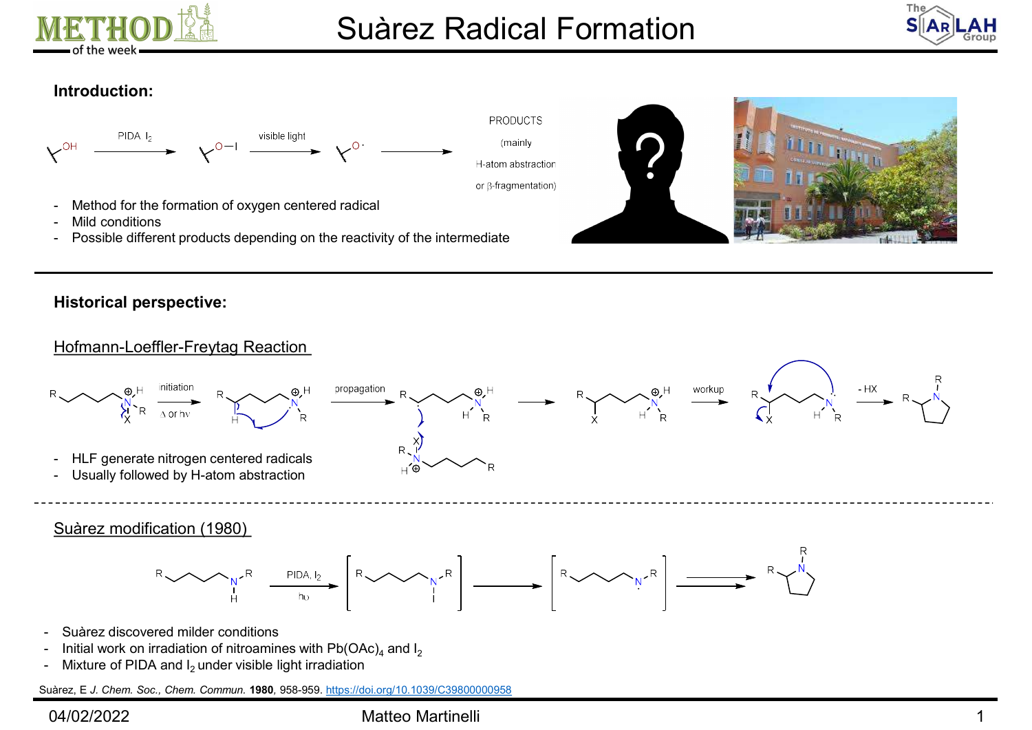# Suàrez Radical Formation

## Introduction:

PIDA, $I_2$ → visible light → PRODUCTS (mainly H-atom abstraction or β-fragmentation)

- Method for the formation of oxygen centered radical
- Mild conditions
- Possible different products depending on the reactivity of the intermediate

## Historical perspective:

### Hofmann-Loeffler-Freytag Reaction

initiation (Δ or hν) → propagation → workup → - HX

- HLF generate nitrogen centered radicals
- Usually followed by H-atom abstraction

### Suàrez modification (1980)

PIDA, $I_2$, hυ

- Suàrez discovered milder conditions
- Initial work on irradiation of nitroamines with $Pb(OAc)_4$ and $I_2$
- Mixture of PIDA and $I_2$ under visible light irradiation

Suàrez, E *J. Chem. Soc., Chem. Commun.* **1980**, 958-959. https://doi.org/10.1039/C39800000958

04/02/2022 Matteo Martinelli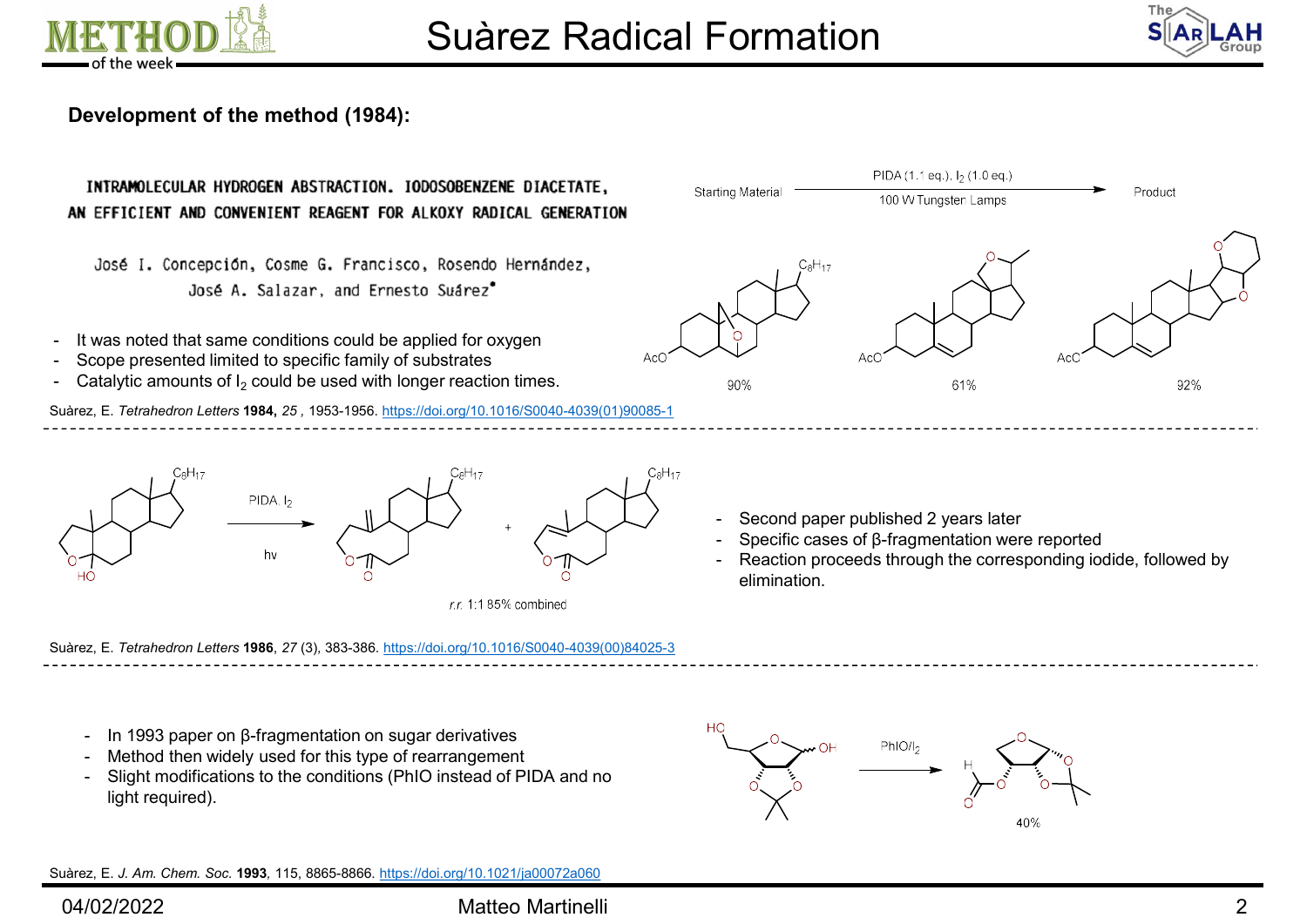# Suàrez Radical Formation

## Development of the method (1984):

**INTRAMOLECULAR HYDROGEN ABSTRACTION. IODOSOBENZENE DIACETATE, AN EFFICIENT AND CONVENIENT REAGENT FOR ALKOXY RADICAL GENERATION**

José I. Concepción, Cosme G. Francisco, Rosendo Hernández, José A. Salazar, and Ernesto Suárez*

- It was noted that same conditions could be applied for oxygen
- Scope presented limited to specific family of substrates
- Catalytic amounts of $I_2$ could be used with longer reaction times.

Starting Material → Product: PIDA (1.1 eq.), $I_2$ (1.0 eq.), 100 W Tungsten Lamps

AcO … $C_8H_{17}$ — 90%; AcO — 61%; AcO — 92%

Suàrez, E. *Tetrahedron Letters* **1984**, *25* , 1953-1956. https://doi.org/10.1016/S0040-4039(01)90085-1

---

PIDA, $I_2$, hν; $C_8H_{17}$, HO → products; r.r. 1:1 85% combined

- Second paper published 2 years later
- Specific cases of β-fragmentation were reported
- Reaction proceeds through the corresponding iodide, followed by elimination.

Suàrez, E. *Tetrahedron Letters* **1986**, *27* (3), 383-386. https://doi.org/10.1016/S0040-4039(00)84025-3

---

- In 1993 paper on β-fragmentation on sugar derivatives
- Method then widely used for this type of rearrangement
- Slight modifications to the conditions (PhIO instead of PIDA and no light required).

PhIO/$I_2$ — 40%

Suàrez, E. *J. Am. Chem. Soc.* **1993**, 115, 8865-8866. https://doi.org/10.1021/ja00072a060

04/02/2022 Matteo Martinelli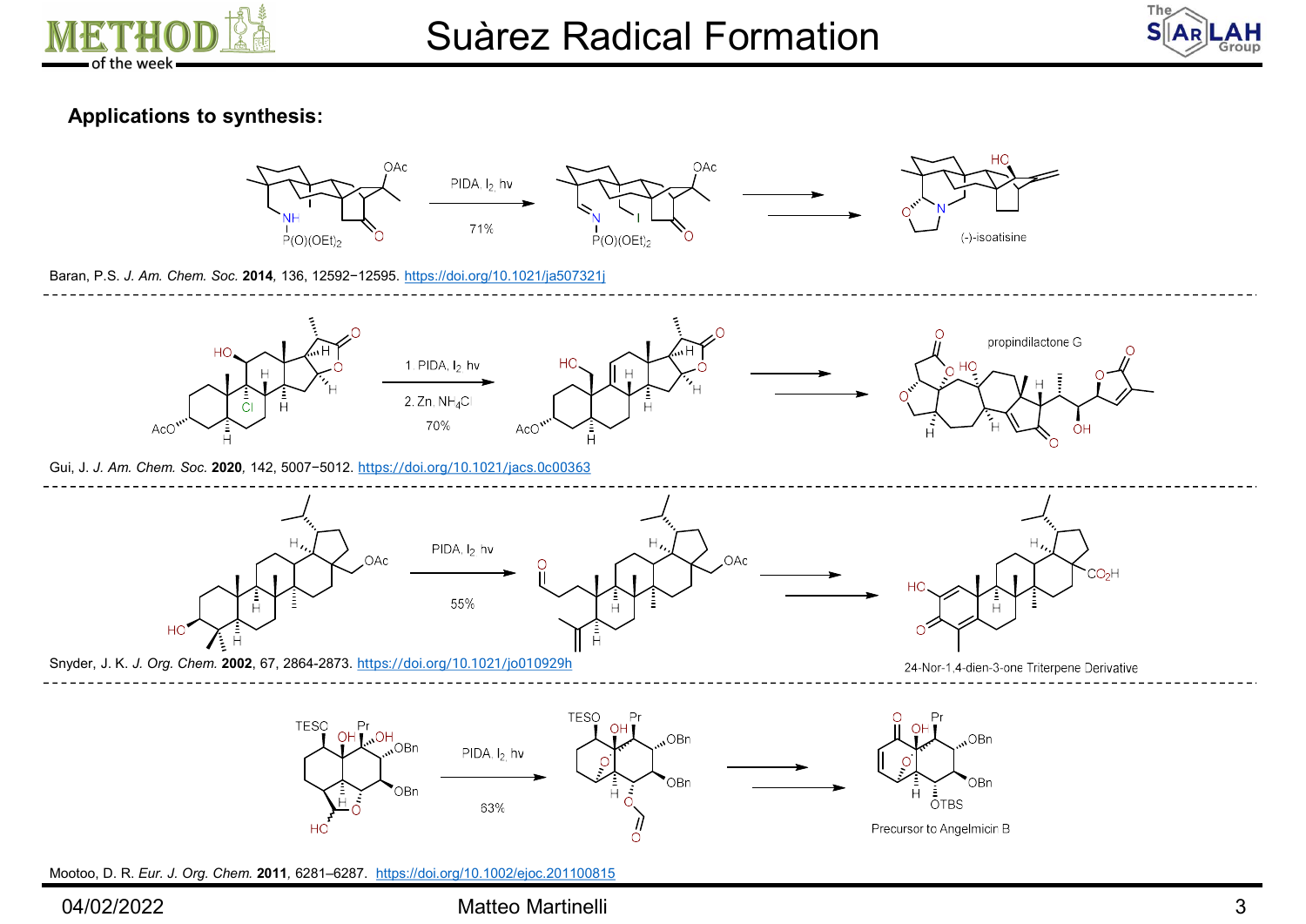## Applications to synthesis:

PIDA, $I_2$, hv

71%

(-)-isoatisine

Baran, P.S. *J. Am. Chem. Soc.* **2014**, 136, 12592−12595. https://doi.org/10.1021/ja507321j

1. PIDA, $I_2$, hv

2. Zn, $NH_4Cl$

70%

propindilactone G

Gui, J. *J. Am. Chem. Soc.* **2020**, 142, 5007−5012. https://doi.org/10.1021/jacs.0c00363

PIDA, $I_2$, hv

55%

24-Nor-1,4-dien-3-one Triterpene Derivative

Snyder, J. K. *J. Org. Chem.* **2002**, 67, 2864-2873. https://doi.org/10.1021/jo010929h

PIDA, $I_2$, hv

63%

Precursor to Angelmicin B

Mootoo, D. R. *Eur. J. Org. Chem.* **2011**, 6281–6287. https://doi.org/10.1002/ejoc.201100815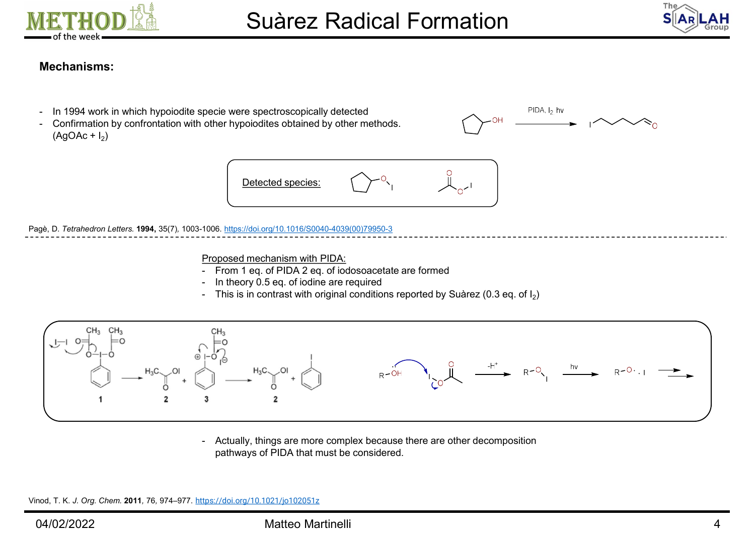# Suàrez Radical Formation

**Mechanisms:**

- In 1994 work in which hypoiodite specie were spectroscopically detected
- Confirmation by confrontation with other hypoiodites obtained by other methods. (AgOAc + $I_2$)

PIDA, $I_2$ hν

Detected species:

Pagè, D. *Tetrahedron Letters.* **1994,** 35(7), 1003-1006. https://doi.org/10.1016/S0040-4039(00)79950-3

Proposed mechanism with PIDA:

- From 1 eq. of PIDA 2 eq. of iodosoacetate are formed
- In theory 0.5 eq. of iodine are required
- This is in contrast with original conditions reported by Suàrez (0.3 eq. of $I_2$)

1 → 2 + 3 → 2 + PhI

-H+ hν

- Actually, things are more complex because there are other decomposition pathways of PIDA that must be considered.

Vinod, T. K. *J. Org. Chem.* **2011**, 76, 974–977. https://doi.org/10.1021/jo102051z

04/02/2022 Matteo Martinelli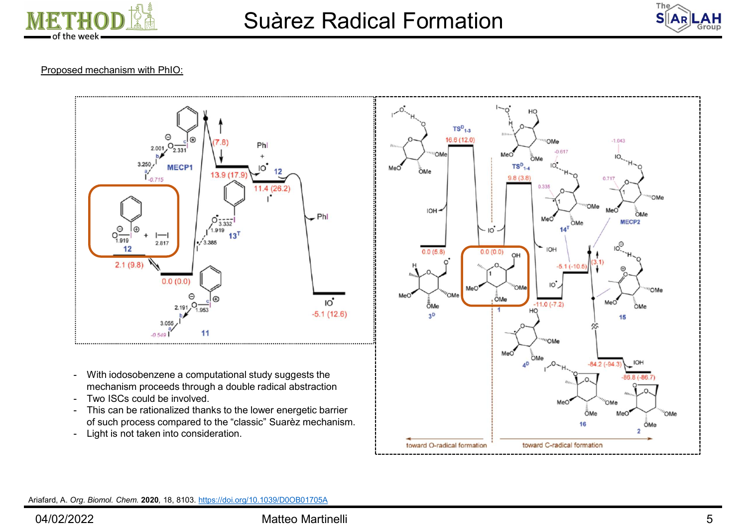# Suàrez Radical Formation

Proposed mechanism with PhIO:

MECP1

2.001 O 2.331 c b 3.250 a -0.715

12: O 1.919, + I—I 2.817

2.1 (9.8)

0.0 (0.0)

11: 2.191 O 1.953, 3.055, -0.549

(7.8)

13.9 (17.9)

13[T]: 3.332, 1.919, 3.385

PhI + IO• 12

11.4 (26.2)

I•

PhI

IO•

-5.1 (12.6)

TS[D]₁₋₃ 16.6 (12.0)

IOH

0.0 (5.8)

3[D]

IO•

0.0 (0.0)

1

TS[D]₁₋₄ 9.8 (3.8)

-0.617

0.335

14[T]

IOH

-5.1 (-10.5)

IO•

-11.0 (-7.2)

4[D]

(3.1)

-1.043

0.717

MECP2

15

-84.2 (-94.3)

16

IOH

-86.8 (-86.7)

2

toward O-radical formation

toward C-radical formation

- With iodosobenzene a computational study suggests the mechanism proceeds through a double radical abstraction
- Two ISCs could be involved.
- This can be rationalized thanks to the lower energetic barrier of such process compared to the "classic" Suarèz mechanism.
- Light is not taken into consideration.

Ariafard, A. *Org. Biomol. Chem.* **2020**, 18, 8103. https://doi.org/10.1039/D0OB01705A